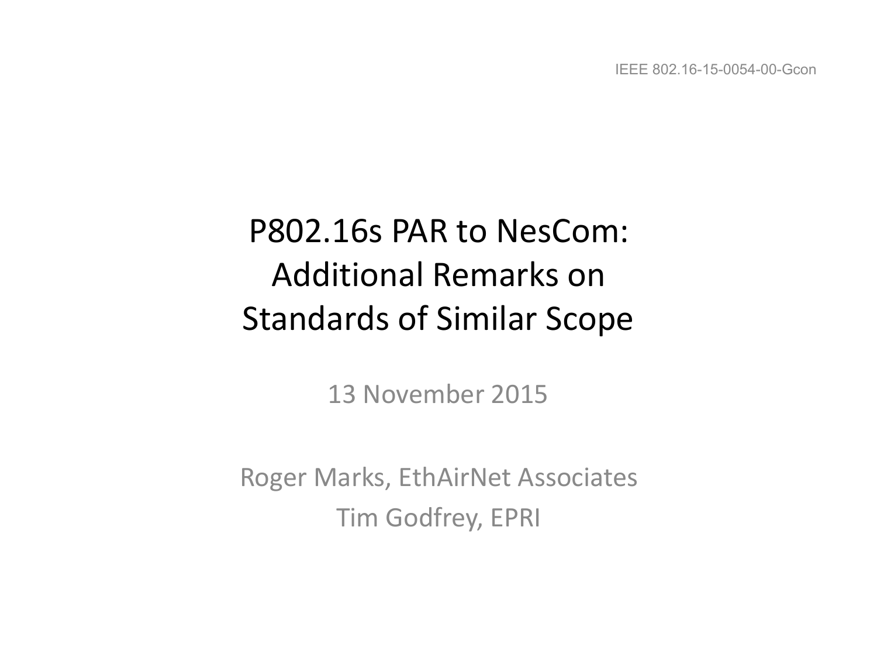IEEE 802.16-15-0054-00-Gcon

# P802.16s PAR to NesCom: Additional Remarks on Standards of Similar Scope

13 November 2015

Roger Marks, EthAirNet Associates

Tim Godfrey, EPRI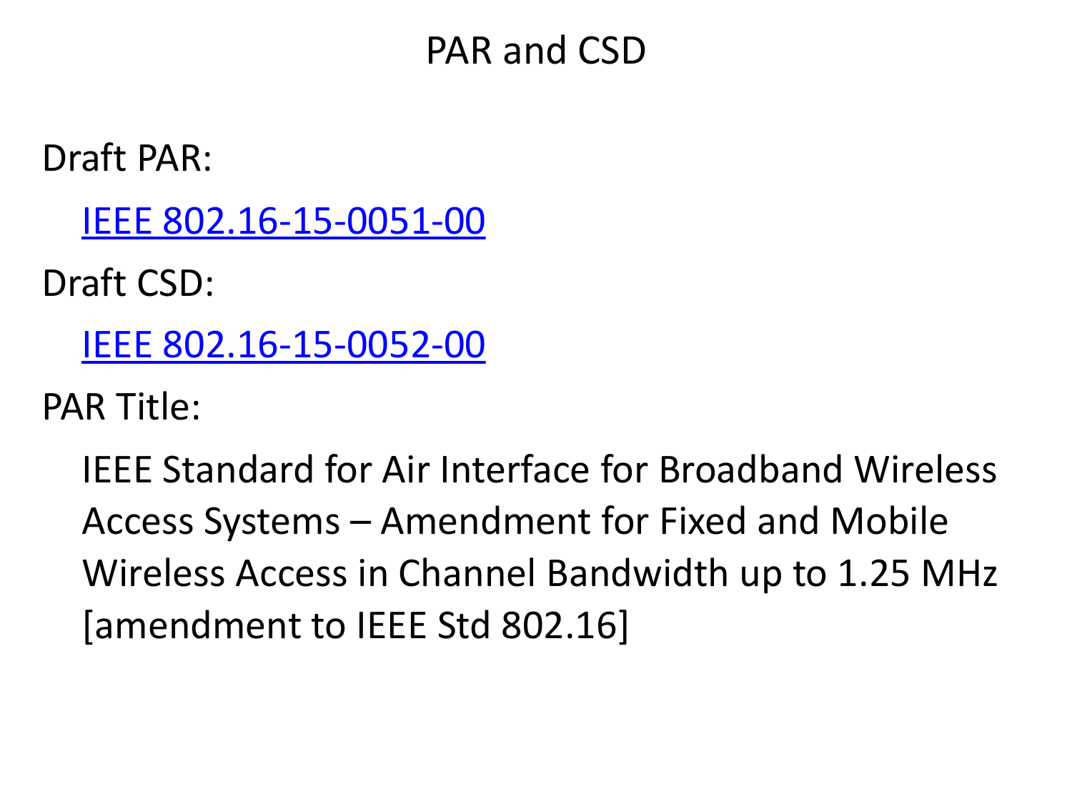# PAR and CSD

Draft PAR:

[IEEE 802.16-15-0051-00]

Draft CSD:

[IEEE 802.16-15-0052-00]

PAR Title:

IEEE Standard for Air Interface for Broadband Wireless Access Systems – Amendment for Fixed and Mobile Wireless Access in Channel Bandwidth up to 1.25 MHz [amendment to IEEE Std 802.16]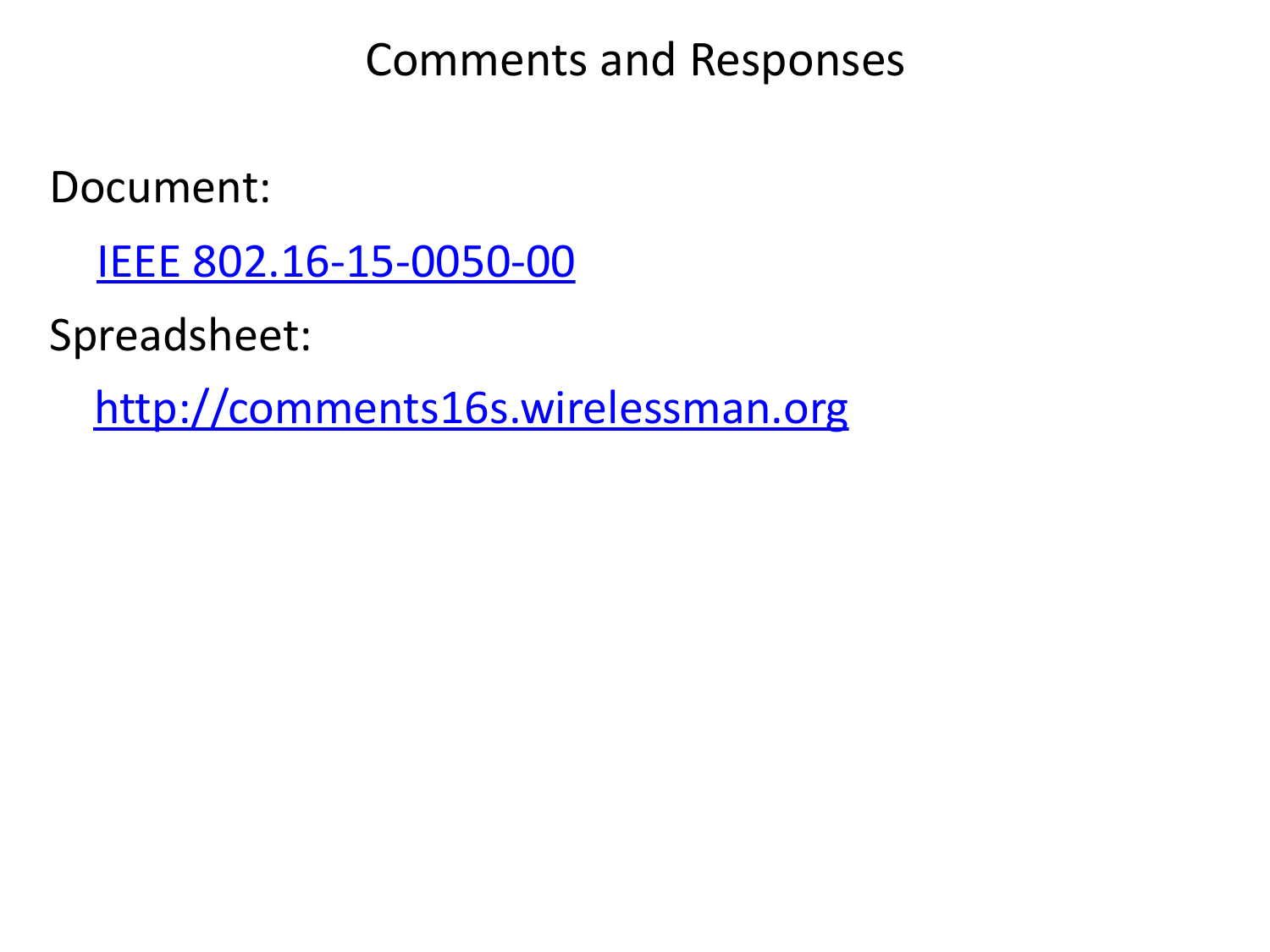# Comments and Responses

Document:

[IEEE 802.16-15-0050-00]

Spreadsheet:

[http://comments16s.wirelessman.org]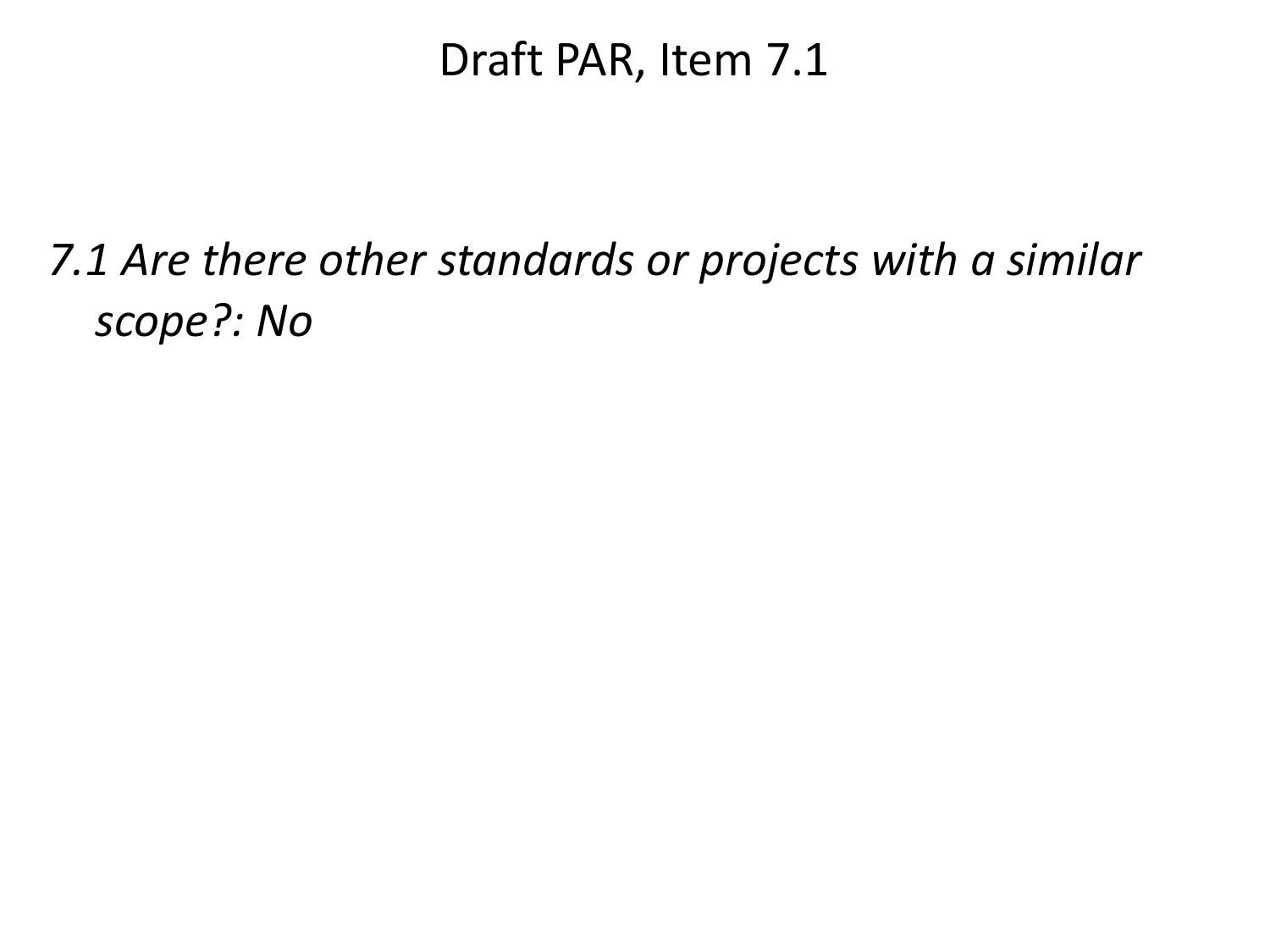# Draft PAR, Item 7.1

*7.1 Are there other standards or projects with a similar scope?: No*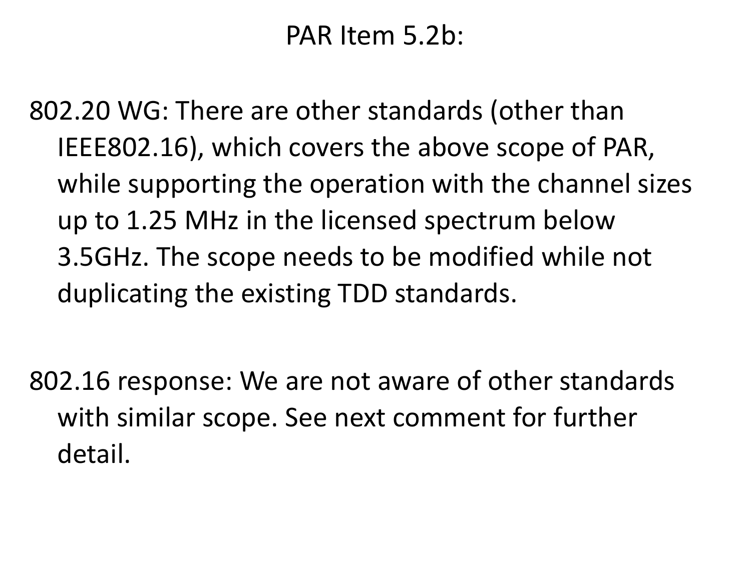# PAR Item 5.2b:

802.20 WG: There are other standards (other than IEEE802.16), which covers the above scope of PAR, while supporting the operation with the channel sizes up to 1.25 MHz in the licensed spectrum below 3.5GHz. The scope needs to be modified while not duplicating the existing TDD standards.

802.16 response: We are not aware of other standards with similar scope. See next comment for further detail.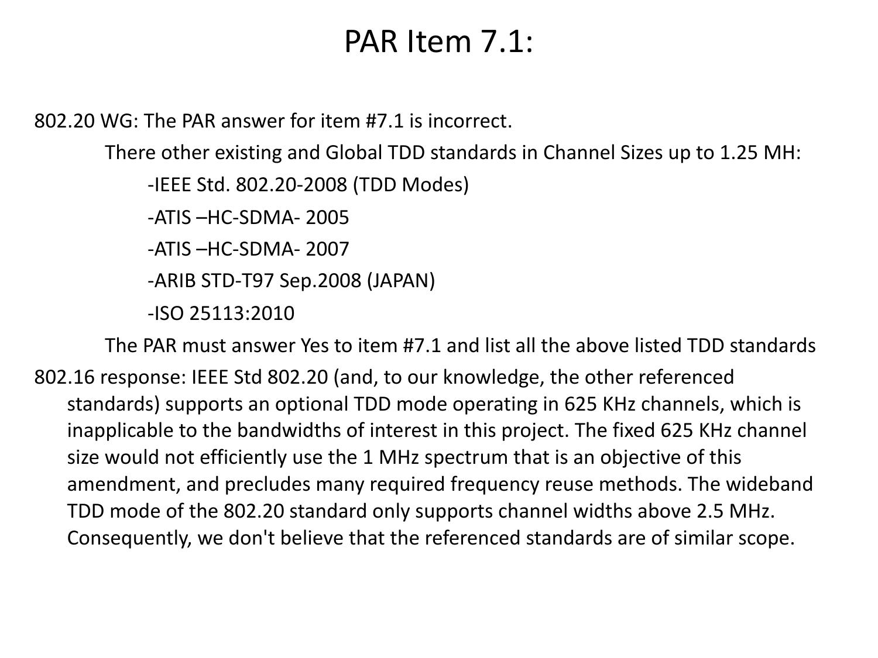# PAR Item 7.1:

802.20 WG: The PAR answer for item #7.1 is incorrect.

There other existing and Global TDD standards in Channel Sizes up to 1.25 MH:

- -IEEE Std. 802.20-2008 (TDD Modes)
- -ATIS –HC-SDMA- 2005
- -ATIS –HC-SDMA- 2007
- -ARIB STD-T97 Sep.2008 (JAPAN)
- -ISO 25113:2010

The PAR must answer Yes to item #7.1 and list all the above listed TDD standards

802.16 response: IEEE Std 802.20 (and, to our knowledge, the other referenced standards) supports an optional TDD mode operating in 625 KHz channels, which is inapplicable to the bandwidths of interest in this project. The fixed 625 KHz channel size would not efficiently use the 1 MHz spectrum that is an objective of this amendment, and precludes many required frequency reuse methods. The wideband TDD mode of the 802.20 standard only supports channel widths above 2.5 MHz. Consequently, we don't believe that the referenced standards are of similar scope.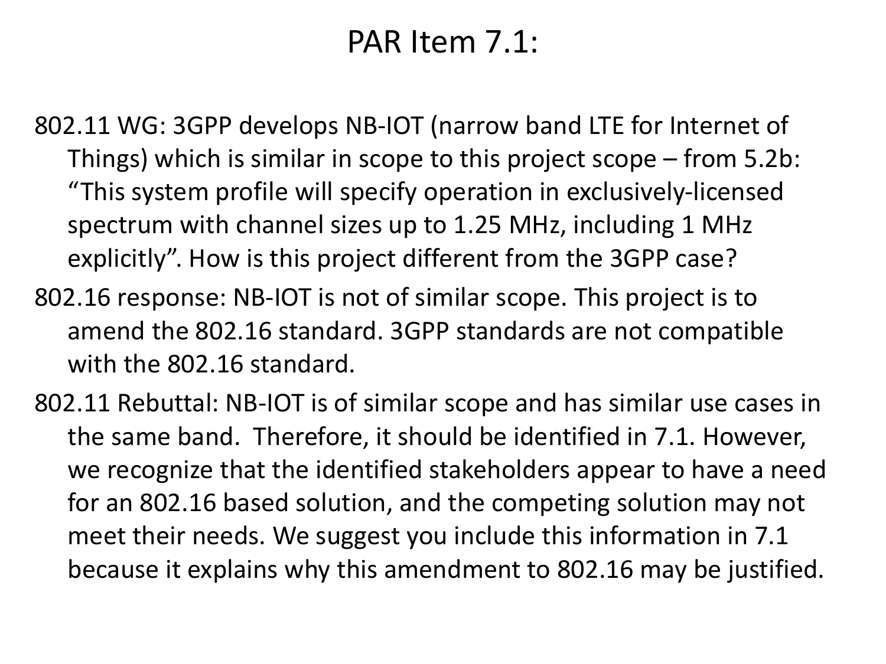# PAR Item 7.1:

802.11 WG: 3GPP develops NB-IOT (narrow band LTE for Internet of Things) which is similar in scope to this project scope – from 5.2b: "This system profile will specify operation in exclusively-licensed spectrum with channel sizes up to 1.25 MHz, including 1 MHz explicitly". How is this project different from the 3GPP case?

802.16 response: NB-IOT is not of similar scope. This project is to amend the 802.16 standard. 3GPP standards are not compatible with the 802.16 standard.

802.11 Rebuttal: NB-IOT is of similar scope and has similar use cases in the same band. Therefore, it should be identified in 7.1. However, we recognize that the identified stakeholders appear to have a need for an 802.16 based solution, and the competing solution may not meet their needs. We suggest you include this information in 7.1 because it explains why this amendment to 802.16 may be justified.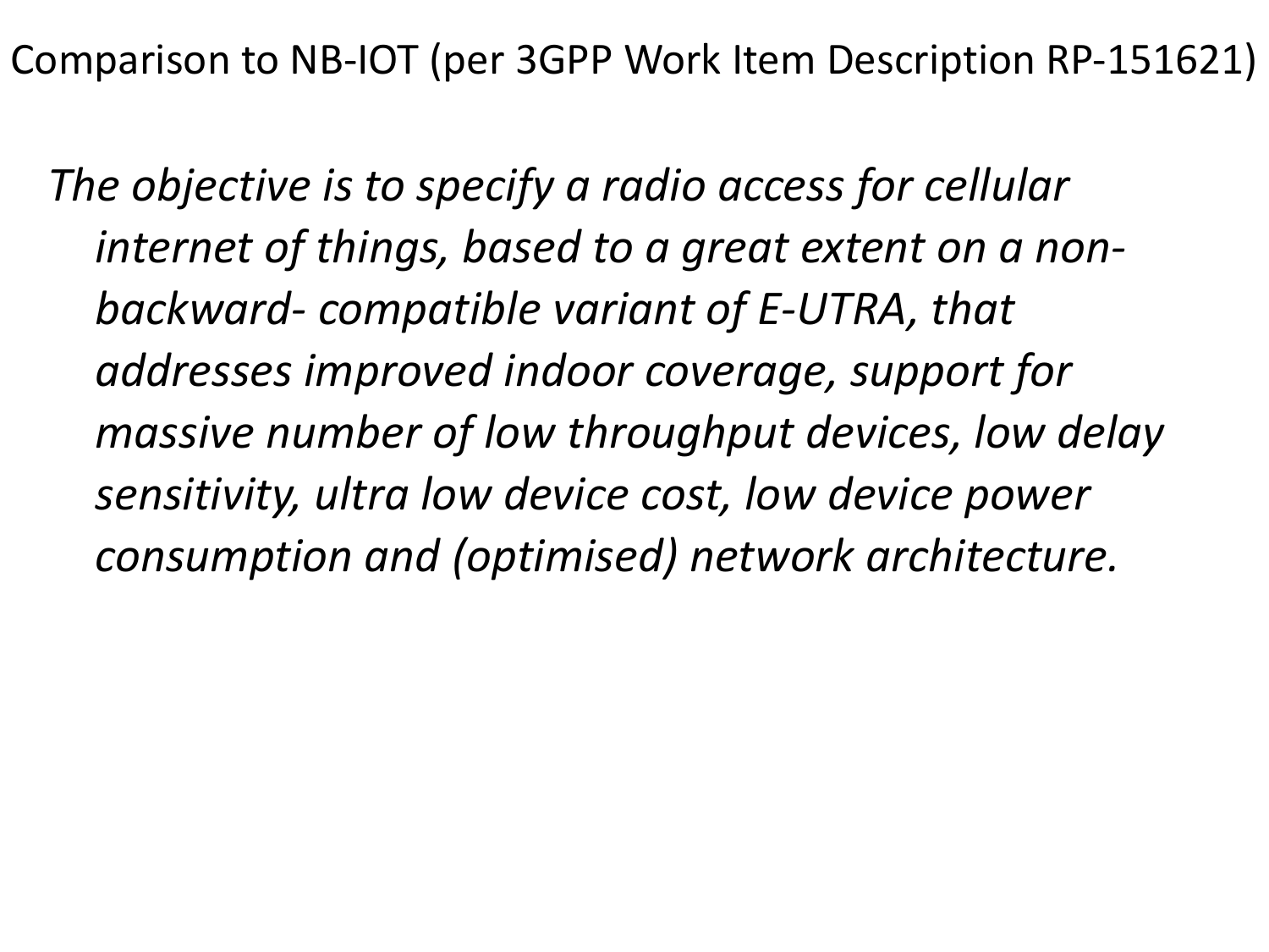# Comparison to NB-IOT (per 3GPP Work Item Description RP-151621)

*The objective is to specify a radio access for cellular internet of things, based to a great extent on a non-backward- compatible variant of E-UTRA, that addresses improved indoor coverage, support for massive number of low throughput devices, low delay sensitivity, ultra low device cost, low device power consumption and (optimised) network architecture.*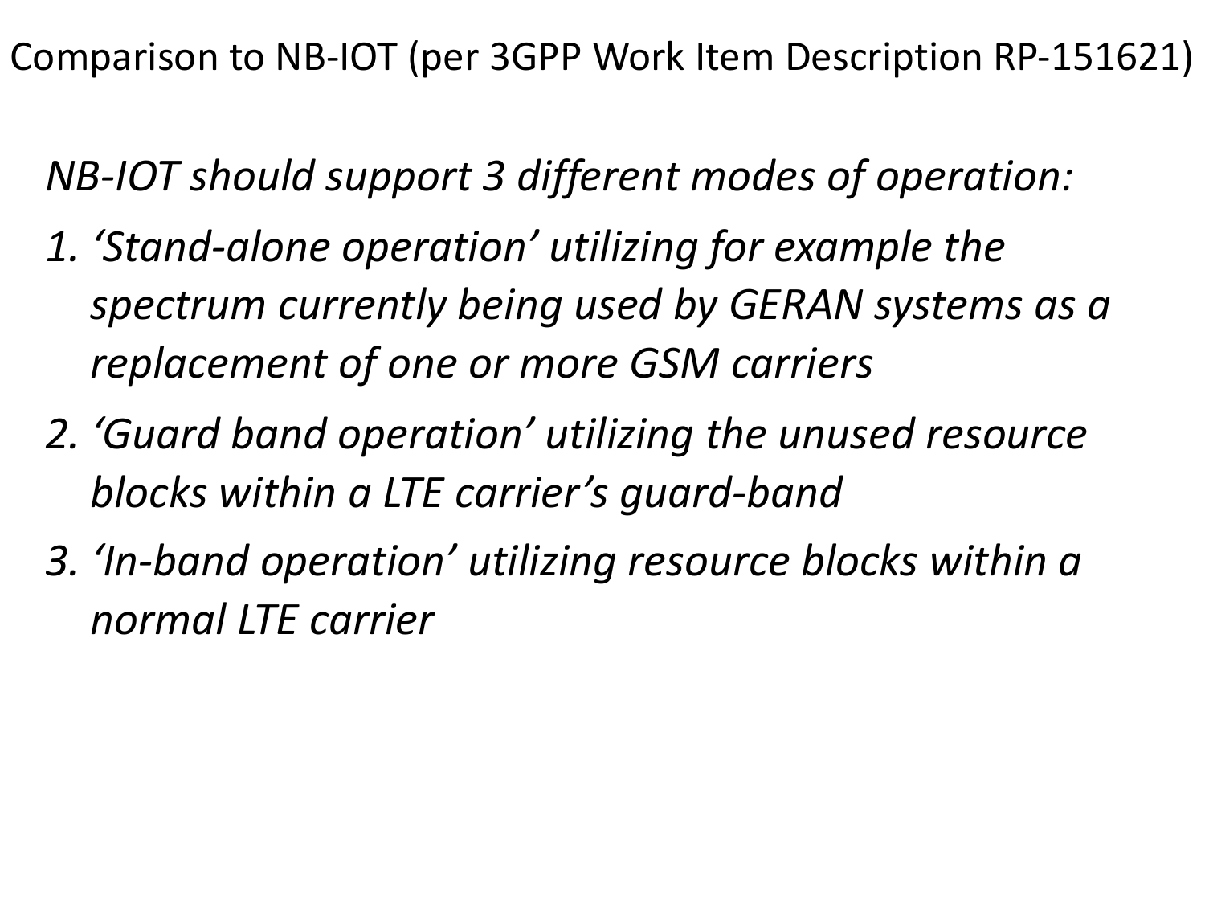# Comparison to NB-IOT (per 3GPP Work Item Description RP-151621)

*NB-IOT should support 3 different modes of operation:*

1. *'Stand-alone operation' utilizing for example the spectrum currently being used by GERAN systems as a replacement of one or more GSM carriers*
2. *'Guard band operation' utilizing the unused resource blocks within a LTE carrier's guard-band*
3. *'In-band operation' utilizing resource blocks within a normal LTE carrier*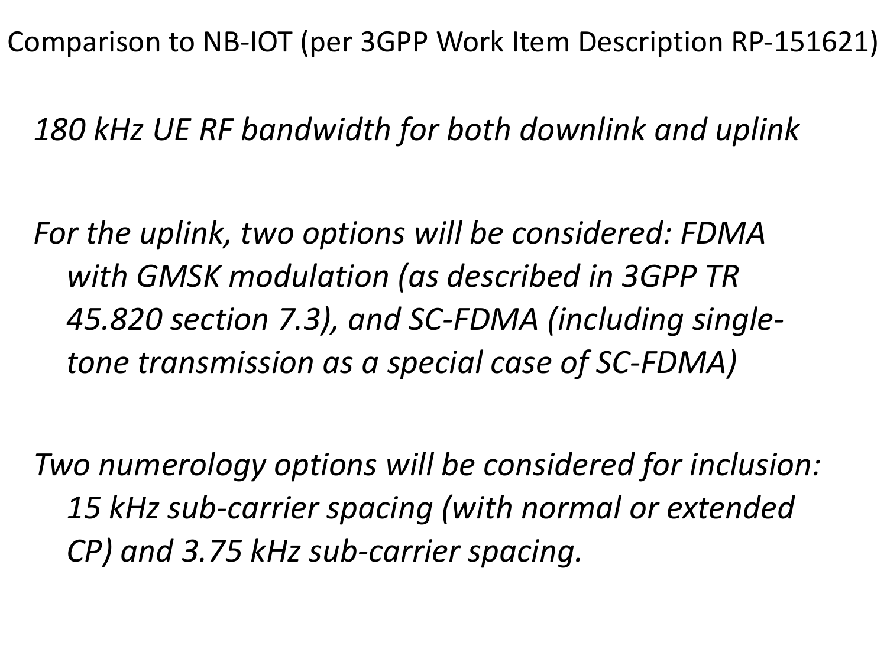# Comparison to NB-IOT (per 3GPP Work Item Description RP-151621)

*180 kHz UE RF bandwidth for both downlink and uplink*

*For the uplink, two options will be considered: FDMA with GMSK modulation (as described in 3GPP TR 45.820 section 7.3), and SC-FDMA (including single-tone transmission as a special case of SC-FDMA)*

*Two numerology options will be considered for inclusion: 15 kHz sub-carrier spacing (with normal or extended CP) and 3.75 kHz sub-carrier spacing.*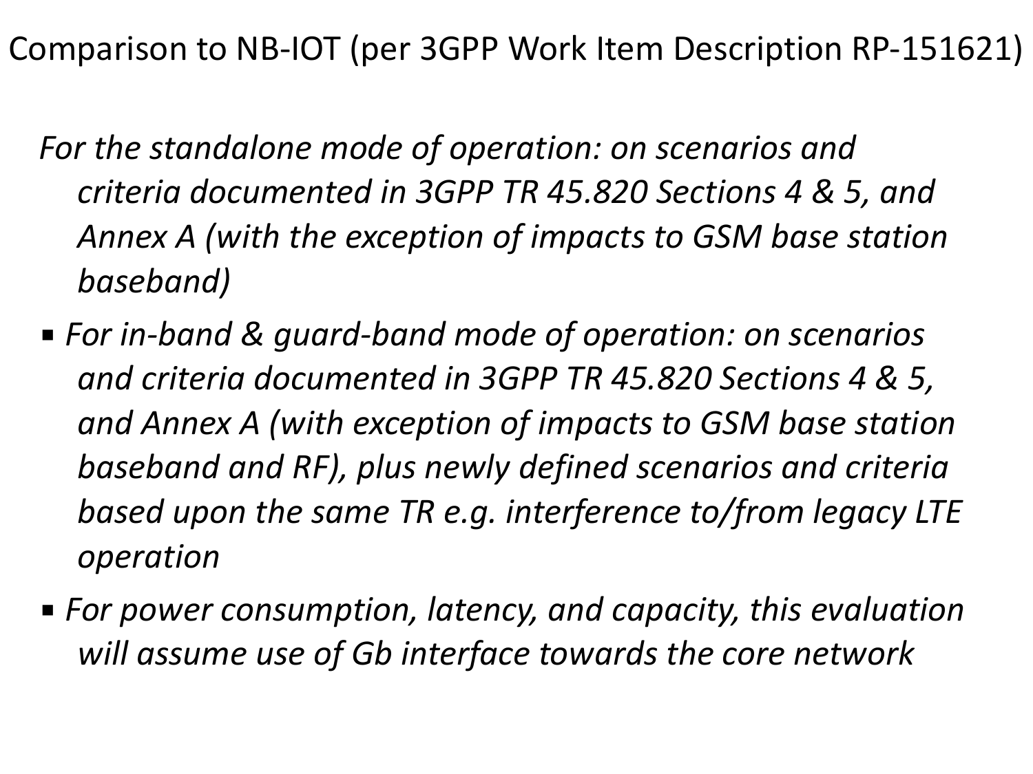# Comparison to NB-IOT (per 3GPP Work Item Description RP-151621)

*For the standalone mode of operation: on scenarios and criteria documented in 3GPP TR 45.820 Sections 4 & 5, and Annex A (with the exception of impacts to GSM base station baseband)*

- *For in-band & guard-band mode of operation: on scenarios and criteria documented in 3GPP TR 45.820 Sections 4 & 5, and Annex A (with exception of impacts to GSM base station baseband and RF), plus newly defined scenarios and criteria based upon the same TR e.g. interference to/from legacy LTE operation*
- *For power consumption, latency, and capacity, this evaluation will assume use of Gb interface towards the core network*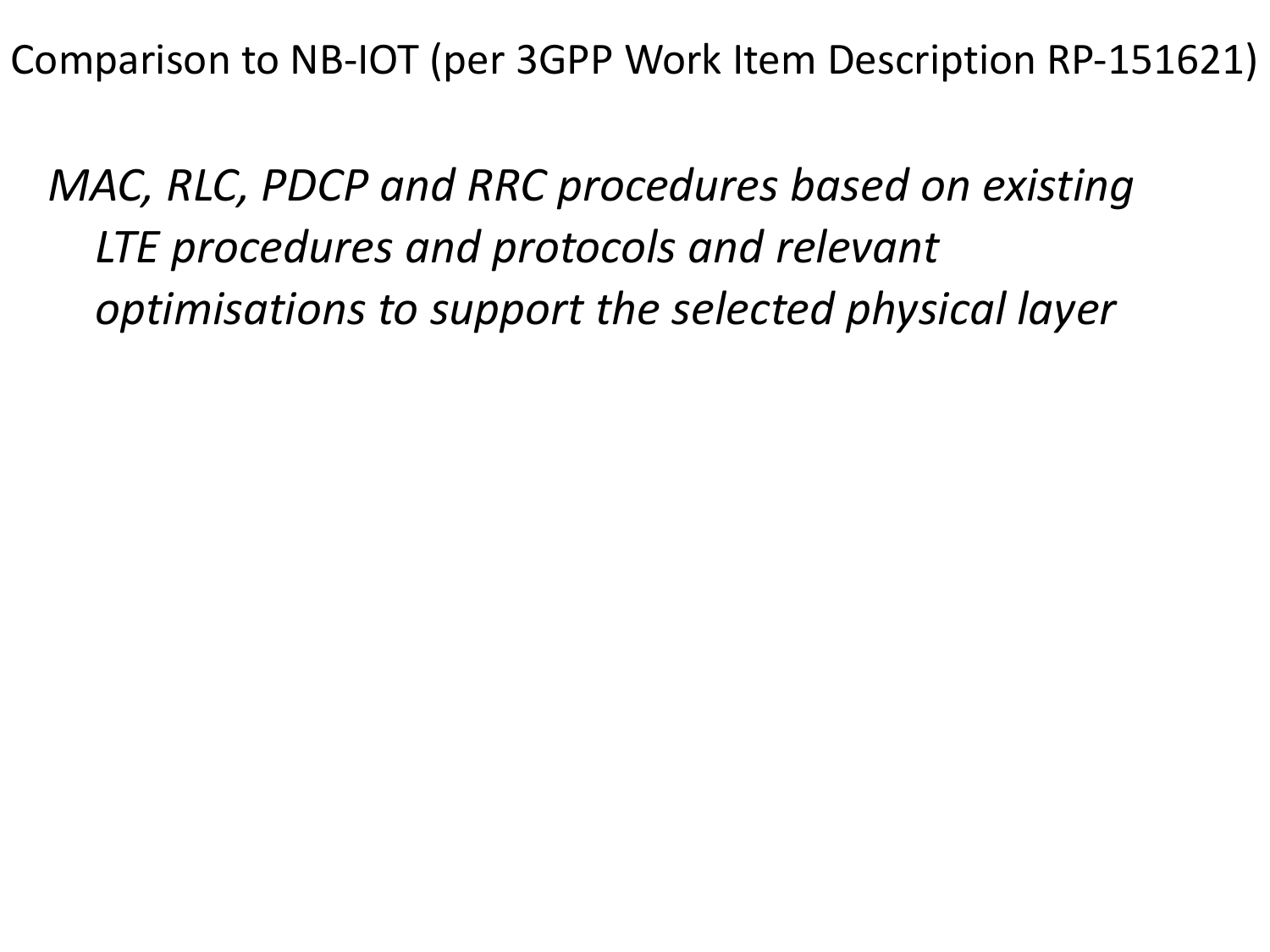# Comparison to NB-IOT (per 3GPP Work Item Description RP-151621)

*MAC, RLC, PDCP and RRC procedures based on existing LTE procedures and protocols and relevant optimisations to support the selected physical layer*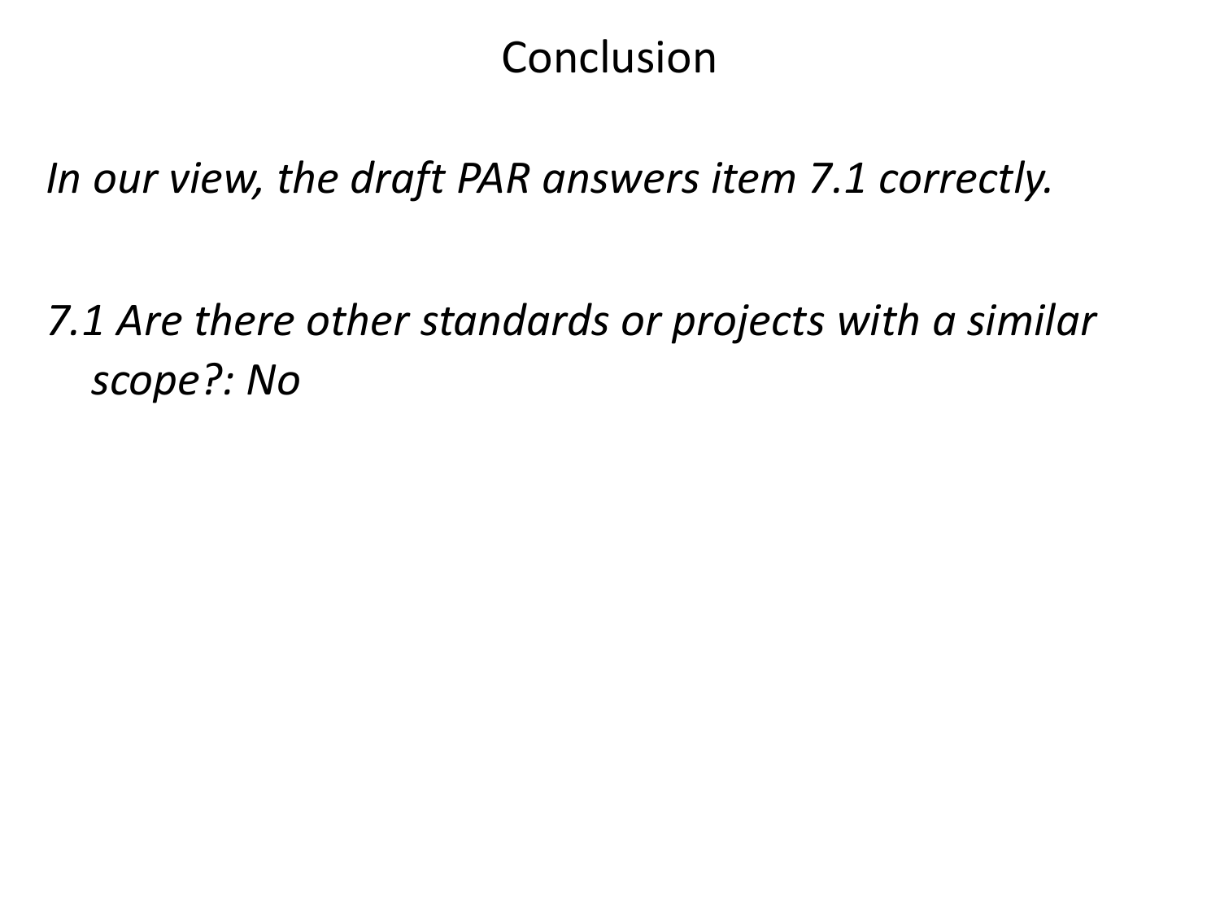# Conclusion

*In our view, the draft PAR answers item 7.1 correctly.*

*7.1 Are there other standards or projects with a similar scope?: No*